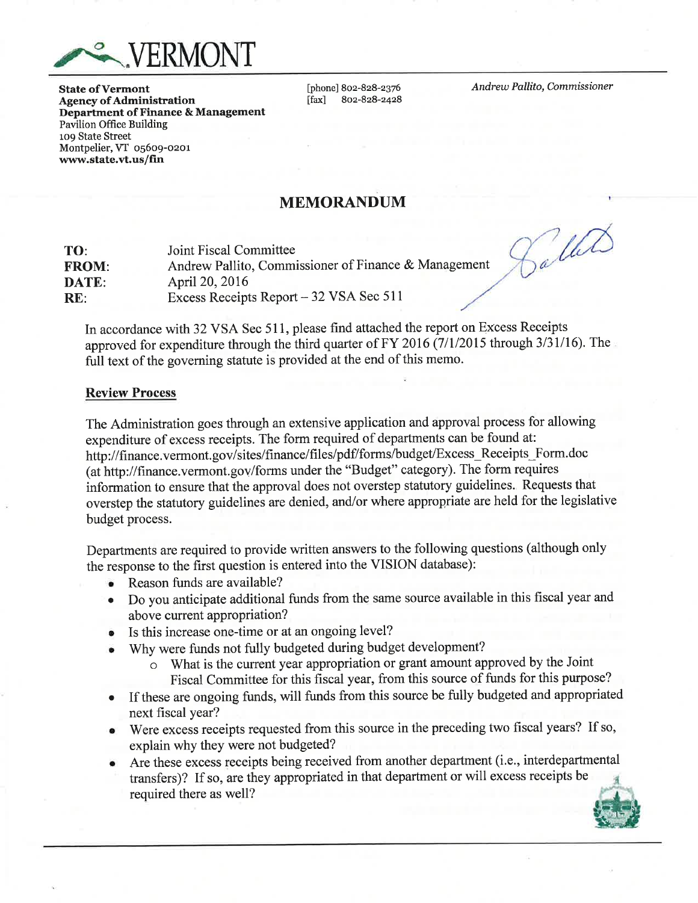**VERMONT**

**State of Vermont**
**Agency of Administration**
**Department of Finance & Management**
Pavilion Office Building
109 State Street
Montpelier, VT 05609-0201
**www.state.vt.us/fin**

[phone] 802-828-2376
[fax] 802-828-2428

*Andrew Pallito, Commissioner*

## MEMORANDUM

**TO:** Joint Fiscal Committee
**FROM:** Andrew Pallito, Commissioner of Finance & Management
**DATE:** April 20, 2016
**RE:** Excess Receipts Report – 32 VSA Sec 511

In accordance with 32 VSA Sec 511, please find attached the report on Excess Receipts approved for expenditure through the third quarter of FY 2016 (7/1/2015 through 3/31/16). The full text of the governing statute is provided at the end of this memo.

### Review Process

The Administration goes through an extensive application and approval process for allowing expenditure of excess receipts. The form required of departments can be found at: http://finance.vermont.gov/sites/finance/files/pdf/forms/budget/Excess_Receipts_Form.doc (at http://finance.vermont.gov/forms under the "Budget" category). The form requires information to ensure that the approval does not overstep statutory guidelines. Requests that overstep the statutory guidelines are denied, and/or where appropriate are held for the legislative budget process.

Departments are required to provide written answers to the following questions (although only the response to the first question is entered into the VISION database):

- Reason funds are available?
- Do you anticipate additional funds from the same source available in this fiscal year and above current appropriation?
- Is this increase one-time or at an ongoing level?
- Why were funds not fully budgeted during budget development?
  - What is the current year appropriation or grant amount approved by the Joint Fiscal Committee for this fiscal year, from this source of funds for this purpose?
- If these are ongoing funds, will funds from this source be fully budgeted and appropriated next fiscal year?
- Were excess receipts requested from this source in the preceding two fiscal years? If so, explain why they were not budgeted?
- Are these excess receipts being received from another department (i.e., interdepartmental transfers)? If so, are they appropriated in that department or will excess receipts be required there as well?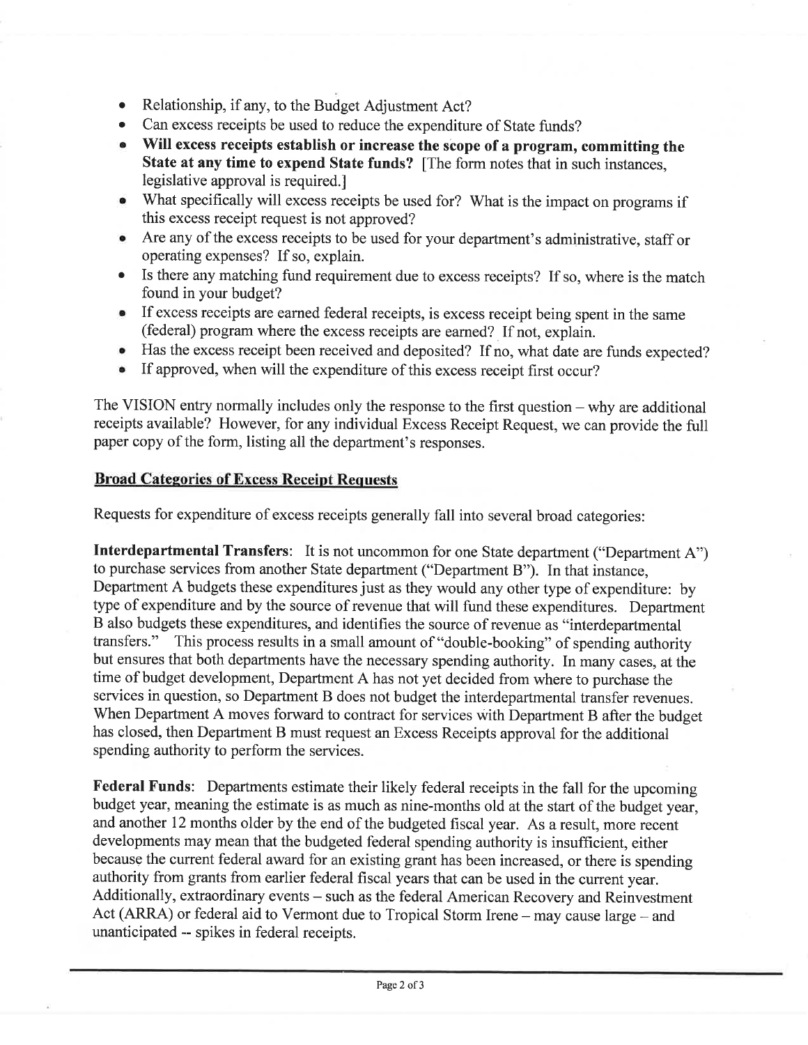- Relationship, if any, to the Budget Adjustment Act?
- Can excess receipts be used to reduce the expenditure of State funds?
- **Will excess receipts establish or increase the scope of a program, committing the State at any time to expend State funds?** [The form notes that in such instances, legislative approval is required.]
- What specifically will excess receipts be used for? What is the impact on programs if this excess receipt request is not approved?
- Are any of the excess receipts to be used for your department's administrative, staff or operating expenses? If so, explain.
- Is there any matching fund requirement due to excess receipts? If so, where is the match found in your budget?
- If excess receipts are earned federal receipts, is excess receipt being spent in the same (federal) program where the excess receipts are earned? If not, explain.
- Has the excess receipt been received and deposited? If no, what date are funds expected?
- If approved, when will the expenditure of this excess receipt first occur?

The VISION entry normally includes only the response to the first question – why are additional receipts available? However, for any individual Excess Receipt Request, we can provide the full paper copy of the form, listing all the department's responses.

## Broad Categories of Excess Receipt Requests

Requests for expenditure of excess receipts generally fall into several broad categories:

**Interdepartmental Transfers**: It is not uncommon for one State department ("Department A") to purchase services from another State department ("Department B"). In that instance, Department A budgets these expenditures just as they would any other type of expenditure: by type of expenditure and by the source of revenue that will fund these expenditures. Department B also budgets these expenditures, and identifies the source of revenue as "interdepartmental transfers." This process results in a small amount of "double-booking" of spending authority but ensures that both departments have the necessary spending authority. In many cases, at the time of budget development, Department A has not yet decided from where to purchase the services in question, so Department B does not budget the interdepartmental transfer revenues. When Department A moves forward to contract for services with Department B after the budget has closed, then Department B must request an Excess Receipts approval for the additional spending authority to perform the services.

**Federal Funds**: Departments estimate their likely federal receipts in the fall for the upcoming budget year, meaning the estimate is as much as nine-months old at the start of the budget year, and another 12 months older by the end of the budgeted fiscal year. As a result, more recent developments may mean that the budgeted federal spending authority is insufficient, either because the current federal award for an existing grant has been increased, or there is spending authority from grants from earlier federal fiscal years that can be used in the current year. Additionally, extraordinary events – such as the federal American Recovery and Reinvestment Act (ARRA) or federal aid to Vermont due to Tropical Storm Irene – may cause large – and unanticipated -- spikes in federal receipts.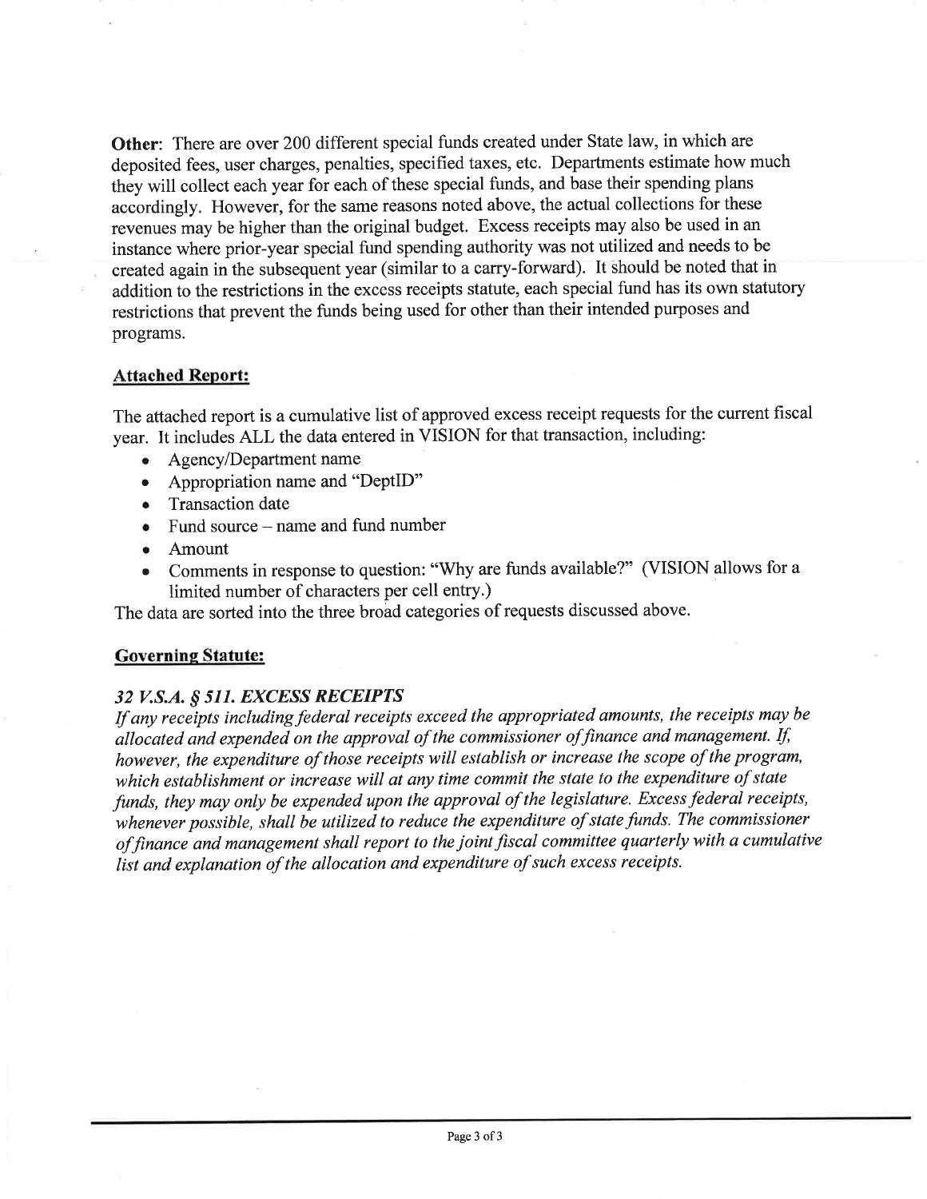**Other**: There are over 200 different special funds created under State law, in which are deposited fees, user charges, penalties, specified taxes, etc. Departments estimate how much they will collect each year for each of these special funds, and base their spending plans accordingly. However, for the same reasons noted above, the actual collections for these revenues may be higher than the original budget. Excess receipts may also be used in an instance where prior-year special fund spending authority was not utilized and needs to be created again in the subsequent year (similar to a carry-forward). It should be noted that in addition to the restrictions in the excess receipts statute, each special fund has its own statutory restrictions that prevent the funds being used for other than their intended purposes and programs.

## Attached Report:

The attached report is a cumulative list of approved excess receipt requests for the current fiscal year. It includes ALL the data entered in VISION for that transaction, including:

- Agency/Department name
- Appropriation name and "DeptID"
- Transaction date
- Fund source – name and fund number
- Amount
- Comments in response to question: "Why are funds available?" (VISION allows for a limited number of characters per cell entry.)

The data are sorted into the three broad categories of requests discussed above.

## Governing Statute:

### *32 V.S.A. § 511. EXCESS RECEIPTS*

*If any receipts including federal receipts exceed the appropriated amounts, the receipts may be allocated and expended on the approval of the commissioner of finance and management. If, however, the expenditure of those receipts will establish or increase the scope of the program, which establishment or increase will at any time commit the state to the expenditure of state funds, they may only be expended upon the approval of the legislature. Excess federal receipts, whenever possible, shall be utilized to reduce the expenditure of state funds. The commissioner of finance and management shall report to the joint fiscal committee quarterly with a cumulative list and explanation of the allocation and expenditure of such excess receipts.*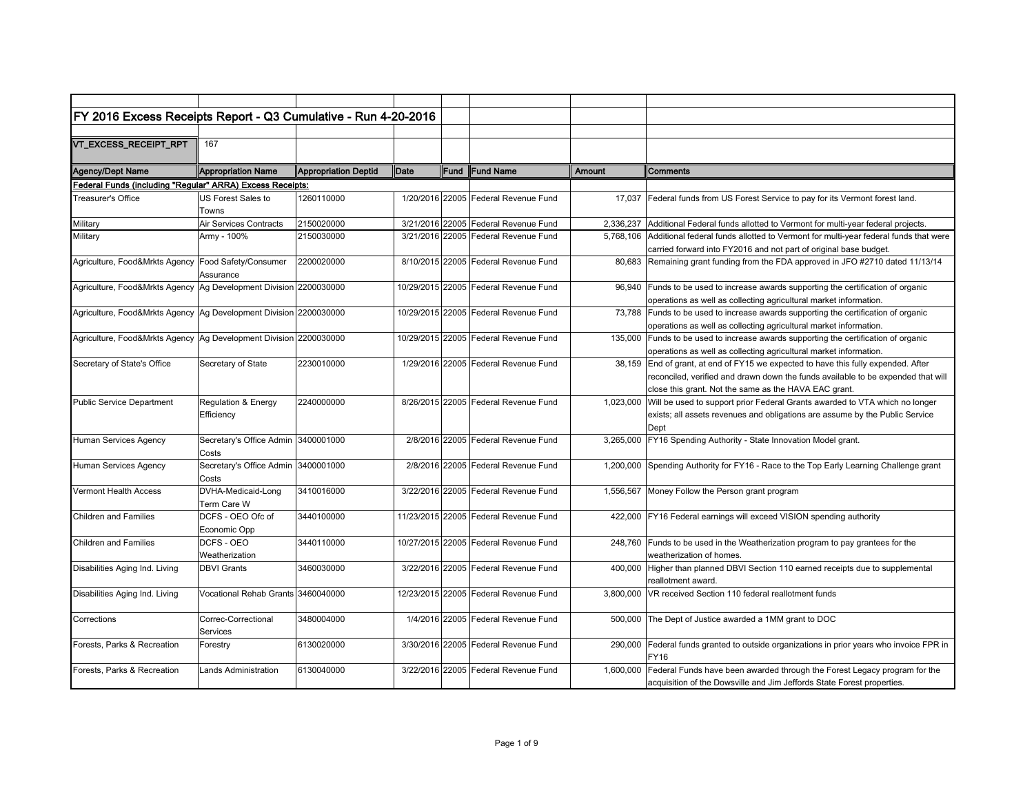# FY 2016 Excess Receipts Report - Q3 Cumulative - Run 4-20-2016

| VT_EXCESS_RECEIPT_RPT | 167 | | | | | | |
|---|---|---|---|---|---|---|---|
| **Agency/Dept Name** | **Appropriation Name** | **Appropriation Deptid** | **Date** | **Fund** | **Fund Name** | **Amount** | **Comments** |
| **Federal Funds (including "Regular" ARRA) Excess Receipts:** | | | | | | | |
| Treasurer's Office | US Forest Sales to Towns | 1260110000 | 1/20/2016 | 22005 | Federal Revenue Fund | 17,037 | Federal funds from US Forest Service to pay for its Vermont forest land. |
| Military | Air Services Contracts | 2150020000 | 3/21/2016 | 22005 | Federal Revenue Fund | 2,336,237 | Additional Federal funds allotted to Vermont for multi-year federal projects. |
| Military | Army - 100% | 2150030000 | 3/21/2016 | 22005 | Federal Revenue Fund | 5,768,106 | Additional federal funds allotted to Vermont for multi-year federal funds that were carried forward into FY2016 and not part of original base budget. |
| Agriculture, Food&Mrkts Agency | Food Safety/Consumer Assurance | 2200020000 | 8/10/2015 | 22005 | Federal Revenue Fund | 80,683 | Remaining grant funding from the FDA approved in JFO #2710 dated 11/13/14 |
| Agriculture, Food&Mrkts Agency | Ag Development Division | 2200030000 | 10/29/2015 | 22005 | Federal Revenue Fund | 96,940 | Funds to be used to increase awards supporting the certification of organic operations as well as collecting agricultural market information. |
| Agriculture, Food&Mrkts Agency | Ag Development Division | 2200030000 | 10/29/2015 | 22005 | Federal Revenue Fund | 73,788 | Funds to be used to increase awards supporting the certification of organic operations as well as collecting agricultural market information. |
| Agriculture, Food&Mrkts Agency | Ag Development Division | 2200030000 | 10/29/2015 | 22005 | Federal Revenue Fund | 135,000 | Funds to be used to increase awards supporting the certification of organic operations as well as collecting agricultural market information. |
| Secretary of State's Office | Secretary of State | 2230010000 | 1/29/2016 | 22005 | Federal Revenue Fund | 38,159 | End of grant, at end of FY15 we expected to have this fully expended. After reconciled, verified and drawn down the funds available to be expended that will close this grant. Not the same as the HAVA EAC grant. |
| Public Service Department | Regulation & Energy Efficiency | 2240000000 | 8/26/2015 | 22005 | Federal Revenue Fund | 1,023,000 | Will be used to support prior Federal Grants awarded to VTA which no longer exists; all assets revenues and obligations are assume by the Public Service Dept |
| Human Services Agency | Secretary's Office Admin Costs | 3400001000 | 2/8/2016 | 22005 | Federal Revenue Fund | 3,265,000 | FY16 Spending Authority - State Innovation Model grant. |
| Human Services Agency | Secretary's Office Admin Costs | 3400001000 | 2/8/2016 | 22005 | Federal Revenue Fund | 1,200,000 | Spending Authority for FY16 - Race to the Top Early Learning Challenge grant |
| Vermont Health Access | DVHA-Medicaid-Long Term Care W | 3410016000 | 3/22/2016 | 22005 | Federal Revenue Fund | 1,556,567 | Money Follow the Person grant program |
| Children and Families | DCFS - OEO Ofc of Economic Opp | 3440100000 | 11/23/2015 | 22005 | Federal Revenue Fund | 422,000 | FY16 Federal earnings will exceed VISION spending authority |
| Children and Families | DCFS - OEO Weatherization | 3440110000 | 10/27/2015 | 22005 | Federal Revenue Fund | 248,760 | Funds to be used in the Weatherization program to pay grantees for the weatherization of homes. |
| Disabilities Aging Ind. Living | DBVI Grants | 3460030000 | 3/22/2016 | 22005 | Federal Revenue Fund | 400,000 | Higher than planned DBVI Section 110 earned receipts due to supplemental reallotment award. |
| Disabilities Aging Ind. Living | Vocational Rehab Grants | 3460040000 | 12/23/2015 | 22005 | Federal Revenue Fund | 3,800,000 | VR received Section 110 federal reallotment funds |
| Corrections | Correc-Correctional Services | 3480004000 | 1/4/2016 | 22005 | Federal Revenue Fund | 500,000 | The Dept of Justice awarded a 1MM grant to DOC |
| Forests, Parks & Recreation | Forestry | 6130020000 | 3/30/2016 | 22005 | Federal Revenue Fund | 290,000 | Federal funds granted to outside organizations in prior years who invoice FPR in FY16 |
| Forests, Parks & Recreation | Lands Administration | 6130040000 | 3/22/2016 | 22005 | Federal Revenue Fund | 1,600,000 | Federal Funds have been awarded through the Forest Legacy program for the acquisition of the Dowsville and Jim Jeffords State Forest properties. |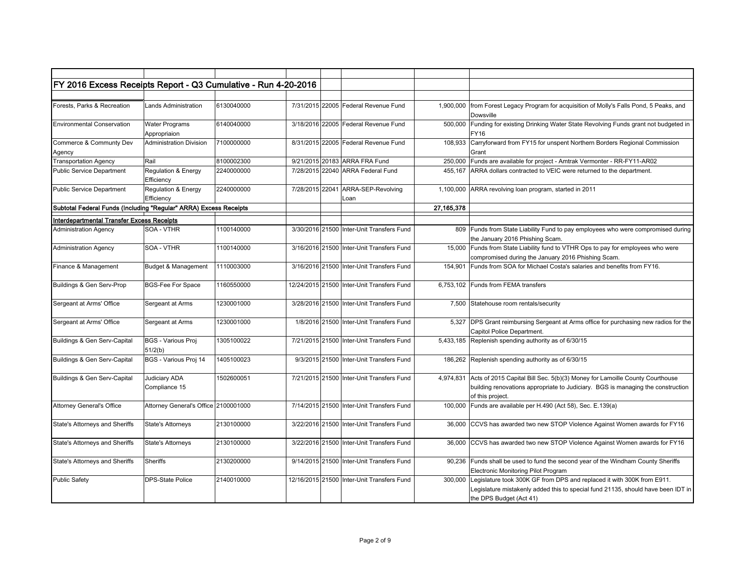## FY 2016 Excess Receipts Report - Q3 Cumulative - Run 4-20-2016

| Department | Division | Appropriation | Date | Fund | Fund Name | Amount | Description |
|---|---|---|---|---|---|---|---|
| Forests, Parks & Recreation | Lands Administration | 6130040000 | 7/31/2015 | 22005 | Federal Revenue Fund | 1,900,000 | from Forest Legacy Program for acquisition of Molly's Falls Pond, 5 Peaks, and Dowsville |
| Environmental Conservation | Water Programs Appropriaion | 6140040000 | 3/18/2016 | 22005 | Federal Revenue Fund | 500,000 | Funding for existing Drinking Water State Revolving Funds grant not budgeted in FY16 |
| Commerce & Communty Dev Agency | Administration Division | 7100000000 | 8/31/2015 | 22005 | Federal Revenue Fund | 108,933 | Carryforward from FY15 for unspent Northern Borders Regional Commission Grant |
| Transportation Agency | Rail | 8100002300 | 9/21/2015 | 20183 | ARRA FRA Fund | 250,000 | Funds are available for project - Amtrak Vermonter - RR-FY11-AR02 |
| Public Service Department | Regulation & Energy Efficiency | 2240000000 | 7/28/2015 | 22040 | ARRA Federal Fund | 455,167 | ARRA dollars contracted to VEIC were returned to the department. |
| Public Service Department | Regulation & Energy Efficiency | 2240000000 | 7/28/2015 | 22041 | ARRA-SEP-Revolving Loan | 1,100,000 | ARRA revolving loan program, started in 2011 |
| **Subtotal Federal Funds (Including "Regular" ARRA) Excess Receipts** | | | | | | **27,165,378** | |
| **Interdepartmental Transfer Excess Receipts** | | | | | | | |
| Administration Agency | SOA - VTHR | 1100140000 | 3/30/2016 | 21500 | Inter-Unit Transfers Fund | 809 | Funds from State Liability Fund to pay employees who were compromised during the January 2016 Phishing Scam. |
| Administration Agency | SOA - VTHR | 1100140000 | 3/16/2016 | 21500 | Inter-Unit Transfers Fund | 15,000 | Funds from State Liability fund to VTHR Ops to pay for employees who were compromised during the January 2016 Phishing Scam. |
| Finance & Management | Budget & Management | 1110003000 | 3/16/2016 | 21500 | Inter-Unit Transfers Fund | 154,901 | Funds from SOA for Michael Costa's salaries and benefits from FY16. |
| Buildings & Gen Serv-Prop | BGS-Fee For Space | 1160550000 | 12/24/2015 | 21500 | Inter-Unit Transfers Fund | 6,753,102 | Funds from FEMA transfers |
| Sergeant at Arms' Office | Sergeant at Arms | 1230001000 | 3/28/2016 | 21500 | Inter-Unit Transfers Fund | 7,500 | Statehouse room rentals/security |
| Sergeant at Arms' Office | Sergeant at Arms | 1230001000 | 1/8/2016 | 21500 | Inter-Unit Transfers Fund | 5,327 | DPS Grant reimbursing Sergeant at Arms office for purchasing new radios for the Capitol Police Department. |
| Buildings & Gen Serv-Capital | BGS - Various Proj 51/2(b) | 1305100022 | 7/21/2015 | 21500 | Inter-Unit Transfers Fund | 5,433,185 | Replenish spending authority as of 6/30/15 |
| Buildings & Gen Serv-Capital | BGS - Various Proj 14 | 1405100023 | 9/3/2015 | 21500 | Inter-Unit Transfers Fund | 186,262 | Replenish spending authority as of 6/30/15 |
| Buildings & Gen Serv-Capital | Judiciary ADA Compliance 15 | 1502600051 | 7/21/2015 | 21500 | Inter-Unit Transfers Fund | 4,974,831 | Acts of 2015 Capital Bill Sec. 5(b)(3) Money for Lamoille County Courthouse building renovations appropriate to Judiciary. BGS is managing the construction of this project. |
| Attorney General's Office | Attorney General's Office | 2100001000 | 7/14/2015 | 21500 | Inter-Unit Transfers Fund | 100,000 | Funds are available per H.490 (Act 58), Sec. E.139(a) |
| State's Attorneys and Sheriffs | State's Attorneys | 2130100000 | 3/22/2016 | 21500 | Inter-Unit Transfers Fund | 36,000 | CCVS has awarded two new STOP Violence Against Women awards for FY16 |
| State's Attorneys and Sheriffs | State's Attorneys | 2130100000 | 3/22/2016 | 21500 | Inter-Unit Transfers Fund | 36,000 | CCVS has awarded two new STOP Violence Against Women awards for FY16 |
| State's Attorneys and Sheriffs | Sheriffs | 2130200000 | 9/14/2015 | 21500 | Inter-Unit Transfers Fund | 90,236 | Funds shall be used to fund the second year of the Windham County Sheriffs Electronic Monitoring Pilot Program |
| Public Safety | DPS-State Police | 2140010000 | 12/16/2015 | 21500 | Inter-Unit Transfers Fund | 300,000 | Legislature took 300K GF from DPS and replaced it with 300K from E911. Legislature mistakenly added this to special fund 21135, should have been IDT in the DPS Budget (Act 41) |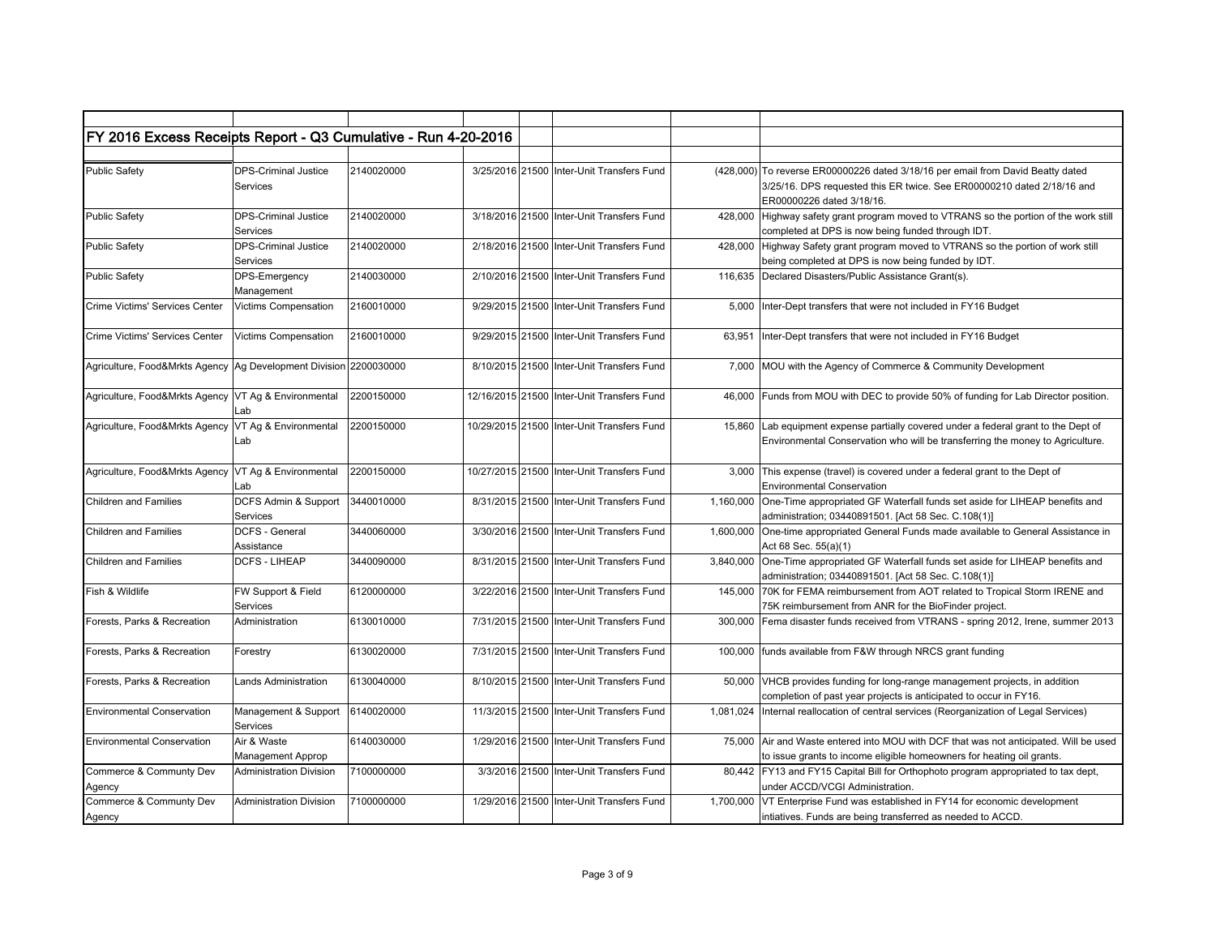## FY 2016 Excess Receipts Report - Q3 Cumulative - Run 4-20-2016

| Department | Appropriation | Dept ID | Date | Fund | Fund Name | Amount | Explanation |
|---|---|---|---|---|---|---|---|
| Public Safety | DPS-Criminal Justice Services | 2140020000 | 3/25/2016 | 21500 | Inter-Unit Transfers Fund | (428,000) | To reverse ER00000226 dated 3/18/16 per email from David Beatty dated 3/25/16. DPS requested this ER twice. See ER00000210 dated 2/18/16 and ER00000226 dated 3/18/16. |
| Public Safety | DPS-Criminal Justice Services | 2140020000 | 3/18/2016 | 21500 | Inter-Unit Transfers Fund | 428,000 | Highway safety grant program moved to VTRANS so the portion of the work still completed at DPS is now being funded through IDT. |
| Public Safety | DPS-Criminal Justice Services | 2140020000 | 2/18/2016 | 21500 | Inter-Unit Transfers Fund | 428,000 | Highway Safety grant program moved to VTRANS so the portion of work still being completed at DPS is now being funded by IDT. |
| Public Safety | DPS-Emergency Management | 2140030000 | 2/10/2016 | 21500 | Inter-Unit Transfers Fund | 116,635 | Declared Disasters/Public Assistance Grant(s). |
| Crime Victims' Services Center | Victims Compensation | 2160010000 | 9/29/2015 | 21500 | Inter-Unit Transfers Fund | 5,000 | Inter-Dept transfers that were not included in FY16 Budget |
| Crime Victims' Services Center | Victims Compensation | 2160010000 | 9/29/2015 | 21500 | Inter-Unit Transfers Fund | 63,951 | Inter-Dept transfers that were not included in FY16 Budget |
| Agriculture, Food&Mrkts Agency | Ag Development Division | 2200030000 | 8/10/2015 | 21500 | Inter-Unit Transfers Fund | 7,000 | MOU with the Agency of Commerce & Community Development |
| Agriculture, Food&Mrkts Agency | VT Ag & Environmental Lab | 2200150000 | 12/16/2015 | 21500 | Inter-Unit Transfers Fund | 46,000 | Funds from MOU with DEC to provide 50% of funding for Lab Director position. |
| Agriculture, Food&Mrkts Agency | VT Ag & Environmental Lab | 2200150000 | 10/29/2015 | 21500 | Inter-Unit Transfers Fund | 15,860 | Lab equipment expense partially covered under a federal grant to the Dept of Environmental Conservation who will be transferring the money to Agriculture. |
| Agriculture, Food&Mrkts Agency | VT Ag & Environmental Lab | 2200150000 | 10/27/2015 | 21500 | Inter-Unit Transfers Fund | 3,000 | This expense (travel) is covered under a federal grant to the Dept of Environmental Conservation |
| Children and Families | DCFS Admin & Support Services | 3440010000 | 8/31/2015 | 21500 | Inter-Unit Transfers Fund | 1,160,000 | One-Time appropriated GF Waterfall funds set aside for LIHEAP benefits and administration; 03440891501. [Act 58 Sec. C.108(1)] |
| Children and Families | DCFS - General Assistance | 3440060000 | 3/30/2016 | 21500 | Inter-Unit Transfers Fund | 1,600,000 | One-time appropriated General Funds made available to General Assistance in Act 68 Sec. 55(a)(1) |
| Children and Families | DCFS - LIHEAP | 3440090000 | 8/31/2015 | 21500 | Inter-Unit Transfers Fund | 3,840,000 | One-Time appropriated GF Waterfall funds set aside for LIHEAP benefits and administration; 03440891501. [Act 58 Sec. C.108(1)] |
| Fish & Wildlife | FW Support & Field Services | 6120000000 | 3/22/2016 | 21500 | Inter-Unit Transfers Fund | 145,000 | 70K for FEMA reimbursement from AOT related to Tropical Storm IRENE and 75K reimbursement from ANR for the BioFinder project. |
| Forests, Parks & Recreation | Administration | 6130010000 | 7/31/2015 | 21500 | Inter-Unit Transfers Fund | 300,000 | Fema disaster funds received from VTRANS - spring 2012, Irene, summer 2013 |
| Forests, Parks & Recreation | Forestry | 6130020000 | 7/31/2015 | 21500 | Inter-Unit Transfers Fund | 100,000 | funds available from F&W through NRCS grant funding |
| Forests, Parks & Recreation | Lands Administration | 6130040000 | 8/10/2015 | 21500 | Inter-Unit Transfers Fund | 50,000 | VHCB provides funding for long-range management projects, in addition completion of past year projects is anticipated to occur in FY16. |
| Environmental Conservation | Management & Support Services | 6140020000 | 11/3/2015 | 21500 | Inter-Unit Transfers Fund | 1,081,024 | Internal reallocation of central services (Reorganization of Legal Services) |
| Environmental Conservation | Air & Waste Management Approp | 6140030000 | 1/29/2016 | 21500 | Inter-Unit Transfers Fund | 75,000 | Air and Waste entered into MOU with DCF that was not anticipated. Will be used to issue grants to income eligible homeowners for heating oil grants. |
| Commerce & Communty Dev Agency | Administration Division | 7100000000 | 3/3/2016 | 21500 | Inter-Unit Transfers Fund | 80,442 | FY13 and FY15 Capital Bill for Orthophoto program appropriated to tax dept, under ACCD/VCGI Administration. |
| Commerce & Communty Dev Agency | Administration Division | 7100000000 | 1/29/2016 | 21500 | Inter-Unit Transfers Fund | 1,700,000 | VT Enterprise Fund was established in FY14 for economic development intiatives. Funds are being transferred as needed to ACCD. |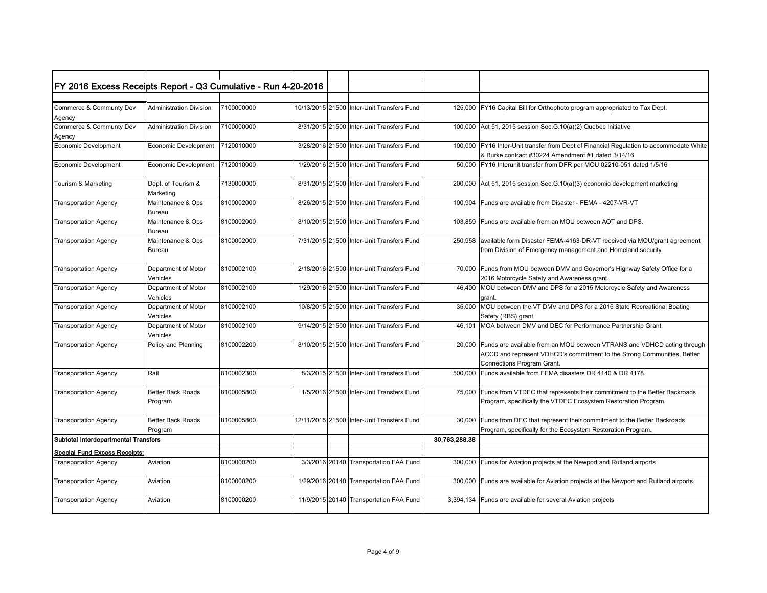## FY 2016 Excess Receipts Report - Q3 Cumulative - Run 4-20-2016

| | | | | | | | |
|---|---|---|---|---|---|---|---|
| Commerce & Communty Dev Agency | Administration Division | 7100000000 | 10/13/2015 | 21500 | Inter-Unit Transfers Fund | 125,000 | FY16 Capital Bill for Orthophoto program appropriated to Tax Dept. |
| Commerce & Communty Dev Agency | Administration Division | 7100000000 | 8/31/2015 | 21500 | Inter-Unit Transfers Fund | 100,000 | Act 51, 2015 session Sec.G.10(a)(2) Quebec Initiative |
| Economic Development | Economic Development | 7120010000 | 3/28/2016 | 21500 | Inter-Unit Transfers Fund | 100,000 | FY16 Inter-Unit transfer from Dept of Financial Regulation to accommodate White & Burke contract #30224 Amendment #1 dated 3/14/16 |
| Economic Development | Economic Development | 7120010000 | 1/29/2016 | 21500 | Inter-Unit Transfers Fund | 50,000 | FY16 Interunit transfer from DFR per MOU 02210-051 dated 1/5/16 |
| Tourism & Marketing | Dept. of Tourism & Marketing | 7130000000 | 8/31/2015 | 21500 | Inter-Unit Transfers Fund | 200,000 | Act 51, 2015 session Sec.G.10(a)(3) economic development marketing |
| Transportation Agency | Maintenance & Ops Bureau | 8100002000 | 8/26/2015 | 21500 | Inter-Unit Transfers Fund | 100,904 | Funds are available from Disaster - FEMA - 4207-VR-VT |
| Transportation Agency | Maintenance & Ops Bureau | 8100002000 | 8/10/2015 | 21500 | Inter-Unit Transfers Fund | 103,859 | Funds are available from an MOU between AOT and DPS. |
| Transportation Agency | Maintenance & Ops Bureau | 8100002000 | 7/31/2015 | 21500 | Inter-Unit Transfers Fund | 250,958 | available form Disaster FEMA-4163-DR-VT received via MOU/grant agreement from Division of Emergency management and Homeland security |
| Transportation Agency | Department of Motor Vehicles | 8100002100 | 2/18/2016 | 21500 | Inter-Unit Transfers Fund | 70,000 | Funds from MOU between DMV and Governor's Highway Safety Office for a 2016 Motorcycle Safety and Awareness grant. |
| Transportation Agency | Department of Motor Vehicles | 8100002100 | 1/29/2016 | 21500 | Inter-Unit Transfers Fund | 46,400 | MOU between DMV and DPS for a 2015 Motorcycle Safety and Awareness grant. |
| Transportation Agency | Department of Motor Vehicles | 8100002100 | 10/8/2015 | 21500 | Inter-Unit Transfers Fund | 35,000 | MOU between the VT DMV and DPS for a 2015 State Recreational Boating Safety (RBS) grant. |
| Transportation Agency | Department of Motor Vehicles | 8100002100 | 9/14/2015 | 21500 | Inter-Unit Transfers Fund | 46,101 | MOA between DMV and DEC for Performance Partnership Grant |
| Transportation Agency | Policy and Planning | 8100002200 | 8/10/2015 | 21500 | Inter-Unit Transfers Fund | 20,000 | Funds are available from an MOU between VTRANS and VDHCD acting through ACCD and represent VDHCD's commitment to the Strong Communities, Better Connections Program Grant. |
| Transportation Agency | Rail | 8100002300 | 8/3/2015 | 21500 | Inter-Unit Transfers Fund | 500,000 | Funds available from FEMA disasters DR 4140 & DR 4178. |
| Transportation Agency | Better Back Roads Program | 8100005800 | 1/5/2016 | 21500 | Inter-Unit Transfers Fund | 75,000 | Funds from VTDEC that represents their commitment to the Better Backroads Program, specifically the VTDEC Ecosystem Restoration Program. |
| Transportation Agency | Better Back Roads Program | 8100005800 | 12/11/2015 | 21500 | Inter-Unit Transfers Fund | 30,000 | Funds from DEC that represent their commitment to the Better Backroads Program, specifically for the Ecosystem Restoration Program. |
| **Subtotal Interdepartmental Transfers** | | | | | | **30,763,288.38** | |
| **Special Fund Excess Receipts:** | | | | | | | |
| Transportation Agency | Aviation | 8100000200 | 3/3/2016 | 20140 | Transportation FAA Fund | 300,000 | Funds for Aviation projects at the Newport and Rutland airports |
| Transportation Agency | Aviation | 8100000200 | 1/29/2016 | 20140 | Transportation FAA Fund | 300,000 | Funds are available for Aviation projects at the Newport and Rutland airports. |
| Transportation Agency | Aviation | 8100000200 | 11/9/2015 | 20140 | Transportation FAA Fund | 3,394,134 | Funds are available for several Aviation projects |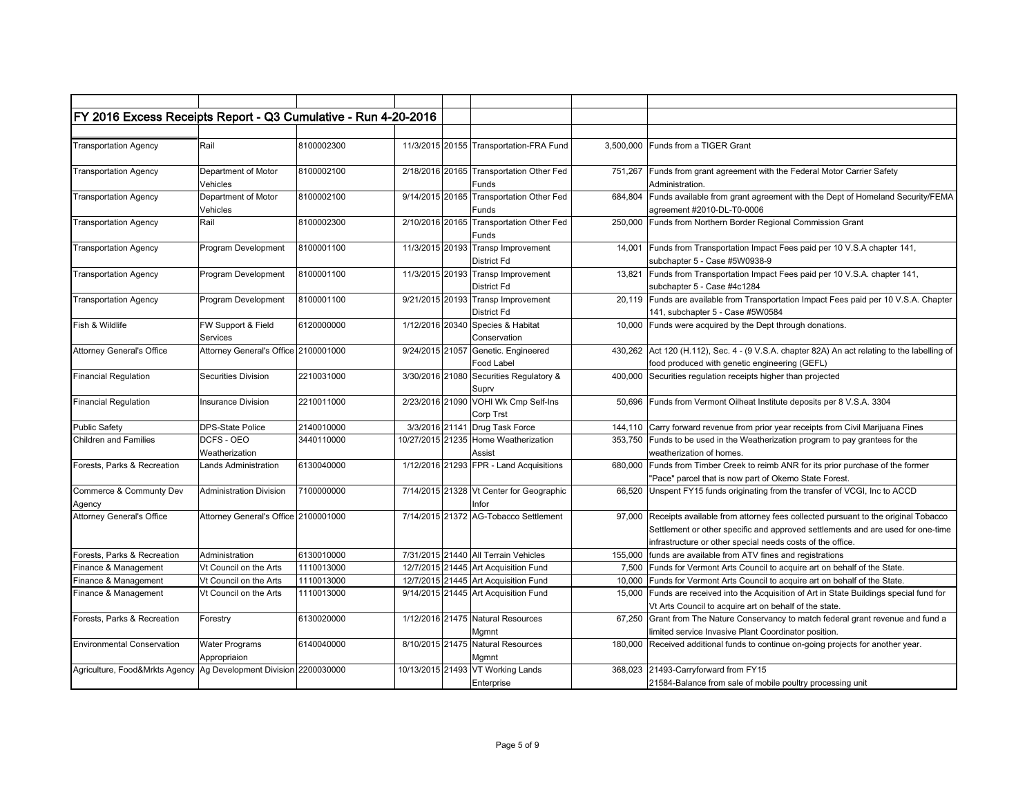## FY 2016 Excess Receipts Report - Q3 Cumulative - Run 4-20-2016

| | | | | | | | |
|---|---|---|---|---|---|---|---|
| Transportation Agency | Rail | 8100002300 | 11/3/2015 | 20155 | Transportation-FRA Fund | 3,500,000 | Funds from a TIGER Grant |
| Transportation Agency | Department of Motor Vehicles | 8100002100 | 2/18/2016 | 20165 | Transportation Other Fed Funds | 751,267 | Funds from grant agreement with the Federal Motor Carrier Safety Administration. |
| Transportation Agency | Department of Motor Vehicles | 8100002100 | 9/14/2015 | 20165 | Transportation Other Fed Funds | 684,804 | Funds available from grant agreement with the Dept of Homeland Security/FEMA agreement #2010-DL-T0-0006 |
| Transportation Agency | Rail | 8100002300 | 2/10/2016 | 20165 | Transportation Other Fed Funds | 250,000 | Funds from Northern Border Regional Commission Grant |
| Transportation Agency | Program Development | 8100001100 | 11/3/2015 | 20193 | Transp Improvement District Fd | 14,001 | Funds from Transportation Impact Fees paid per 10 V.S.A chapter 141, subchapter 5 - Case #5W0938-9 |
| Transportation Agency | Program Development | 8100001100 | 11/3/2015 | 20193 | Transp Improvement District Fd | 13,821 | Funds from Transportation Impact Fees paid per 10 V.S.A. chapter 141, subchapter 5 - Case #4c1284 |
| Transportation Agency | Program Development | 8100001100 | 9/21/2015 | 20193 | Transp Improvement District Fd | 20,119 | Funds are available from Transportation Impact Fees paid per 10 V.S.A. Chapter 141, subchapter 5 - Case #5W0584 |
| Fish & Wildlife | FW Support & Field Services | 6120000000 | 1/12/2016 | 20340 | Species & Habitat Conservation | 10,000 | Funds were acquired by the Dept through donations. |
| Attorney General's Office | Attorney General's Office | 2100001000 | 9/24/2015 | 21057 | Genetic. Engineered Food Label | 430,262 | Act 120 (H.112), Sec. 4 - (9 V.S.A. chapter 82A) An act relating to the labelling of food produced with genetic engineering (GEFL) |
| Financial Regulation | Securities Division | 2210031000 | 3/30/2016 | 21080 | Securities Regulatory & Suprv | 400,000 | Securities regulation receipts higher than projected |
| Financial Regulation | Insurance Division | 2210011000 | 2/23/2016 | 21090 | VOHI Wk Cmp Self-Ins Corp Trst | 50,696 | Funds from Vermont Oilheat Institute deposits per 8 V.S.A. 3304 |
| Public Safety | DPS-State Police | 2140010000 | 3/3/2016 | 21141 | Drug Task Force | 144,110 | Carry forward revenue from prior year receipts from Civil Marijuana Fines |
| Children and Families | DCFS - OEO Weatherization | 3440110000 | 10/27/2015 | 21235 | Home Weatherization Assist | 353,750 | Funds to be used in the Weatherization program to pay grantees for the weatherization of homes. |
| Forests, Parks & Recreation | Lands Administration | 6130040000 | 1/12/2016 | 21293 | FPR - Land Acquisitions | 680,000 | Funds from Timber Creek to reimb ANR for its prior purchase of the former "Pace" parcel that is now part of Okemo State Forest. |
| Commerce & Communty Dev Agency | Administration Division | 7100000000 | 7/14/2015 | 21328 | Vt Center for Geographic Infor | 66,520 | Unspent FY15 funds originating from the transfer of VCGI, Inc to ACCD |
| Attorney General's Office | Attorney General's Office | 2100001000 | 7/14/2015 | 21372 | AG-Tobacco Settlement | 97,000 | Receipts available from attorney fees collected pursuant to the original Tobacco Settlement or other specific and approved settlements and are used for one-time infrastructure or other special needs costs of the office. |
| Forests, Parks & Recreation | Administration | 6130010000 | 7/31/2015 | 21440 | All Terrain Vehicles | 155,000 | funds are available from ATV fines and registrations |
| Finance & Management | Vt Council on the Arts | 1110013000 | 12/7/2015 | 21445 | Art Acquisition Fund | 7,500 | Funds for Vermont Arts Council to acquire art on behalf of the State. |
| Finance & Management | Vt Council on the Arts | 1110013000 | 12/7/2015 | 21445 | Art Acquisition Fund | 10,000 | Funds for Vermont Arts Council to acquire art on behalf of the State. |
| Finance & Management | Vt Council on the Arts | 1110013000 | 9/14/2015 | 21445 | Art Acquisition Fund | 15,000 | Funds are received into the Acquisition of Art in State Buildings special fund for Vt Arts Council to acquire art on behalf of the state. |
| Forests, Parks & Recreation | Forestry | 6130020000 | 1/12/2016 | 21475 | Natural Resources Mgmnt | 67,250 | Grant from The Nature Conservancy to match federal grant revenue and fund a limited service Invasive Plant Coordinator position. |
| Environmental Conservation | Water Programs Appropriaion | 6140040000 | 8/10/2015 | 21475 | Natural Resources Mgmnt | 180,000 | Received additional funds to continue on-going projects for another year. |
| Agriculture, Food&Mrkts Agency | Ag Development Division | 2200030000 | 10/13/2015 | 21493 | VT Working Lands Enterprise | 368,023 | 21493-Carryforward from FY15<br>21584-Balance from sale of mobile poultry processing unit |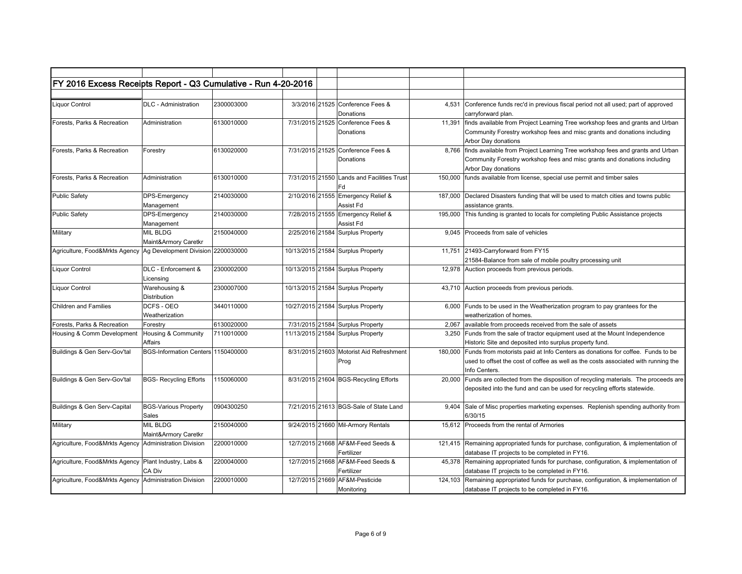## FY 2016 Excess Receipts Report - Q3 Cumulative - Run 4-20-2016

| | | | | | | | |
|---|---|---|---|---|---|---|---|
| Liquor Control | DLC - Administration | 2300003000 | 3/3/2016 | 21525 | Conference Fees & Donations | 4,531 | Conference funds rec'd in previous fiscal period not all used; part of approved carryforward plan. |
| Forests, Parks & Recreation | Administration | 6130010000 | 7/31/2015 | 21525 | Conference Fees & Donations | 11,391 | finds available from Project Learning Tree workshop fees and grants and Urban Community Forestry workshop fees and misc grants and donations including Arbor Day donations |
| Forests, Parks & Recreation | Forestry | 6130020000 | 7/31/2015 | 21525 | Conference Fees & Donations | 8,766 | finds available from Project Learning Tree workshop fees and grants and Urban Community Forestry workshop fees and misc grants and donations including Arbor Day donations |
| Forests, Parks & Recreation | Administration | 6130010000 | 7/31/2015 | 21550 | Lands and Facilities Trust Fd | 150,000 | funds available from license, special use permit and timber sales |
| Public Safety | DPS-Emergency Management | 2140030000 | 2/10/2016 | 21555 | Emergency Relief & Assist Fd | 187,000 | Declared Disasters funding that will be used to match cities and towns public assistance grants. |
| Public Safety | DPS-Emergency Management | 2140030000 | 7/28/2015 | 21555 | Emergency Relief & Assist Fd | 195,000 | This funding is granted to locals for completing Public Assistance projects |
| Military | MIL BLDG Maint&Armory Caretkr | 2150040000 | 2/25/2016 | 21584 | Surplus Property | 9,045 | Proceeds from sale of vehicles |
| Agriculture, Food&Mrkts Agency | Ag Development Division | 2200030000 | 10/13/2015 | 21584 | Surplus Property | 11,751 | 21493-Carryforward from FY15<br>21584-Balance from sale of mobile poultry processing unit |
| Liquor Control | DLC - Enforcement & Licensing | 2300002000 | 10/13/2015 | 21584 | Surplus Property | 12,978 | Auction proceeds from previous periods. |
| Liquor Control | Warehousing & Distribution | 2300007000 | 10/13/2015 | 21584 | Surplus Property | 43,710 | Auction proceeds from previous periods. |
| Children and Families | DCFS - OEO Weatherization | 3440110000 | 10/27/2015 | 21584 | Surplus Property | 6,000 | Funds to be used in the Weatherization program to pay grantees for the weatherization of homes. |
| Forests, Parks & Recreation | Forestry | 6130020000 | 7/31/2015 | 21584 | Surplus Property | 2,067 | available from proceeds received from the sale of assets |
| Housing & Comm Development | Housing & Community Affairs | 7110010000 | 11/13/2015 | 21584 | Surplus Property | 3,250 | Funds from the sale of tractor equipment used at the Mount Independence Historic Site and deposited into surplus property fund. |
| Buildings & Gen Serv-Gov'tal | BGS-Information Centers | 1150400000 | 8/31/2015 | 21603 | Motorist Aid Refreshment Prog | 180,000 | Funds from motorists paid at Info Centers as donations for coffee. Funds to be used to offset the cost of coffee as well as the costs associated with running the Info Centers. |
| Buildings & Gen Serv-Gov'tal | BGS- Recycling Efforts | 1150060000 | 8/31/2015 | 21604 | BGS-Recycling Efforts | 20,000 | Funds are collected from the disposition of recycling materials. The proceeds are deposited into the fund and can be used for recycling efforts statewide. |
| Buildings & Gen Serv-Capital | BGS-Various Property Sales | 0904300250 | 7/21/2015 | 21613 | BGS-Sale of State Land | 9,404 | Sale of Misc properties marketing expenses. Replenish spending authority from 6/30/15 |
| Military | MIL BLDG Maint&Armory Caretkr | 2150040000 | 9/24/2015 | 21660 | Mil-Armory Rentals | 15,612 | Proceeds from the rental of Armories |
| Agriculture, Food&Mrkts Agency | Administration Division | 2200010000 | 12/7/2015 | 21668 | AF&M-Feed Seeds & Fertilizer | 121,415 | Remaining appropriated funds for purchase, configuration, & implementation of database IT projects to be completed in FY16. |
| Agriculture, Food&Mrkts Agency | Plant Industry, Labs & CA Div | 2200040000 | 12/7/2015 | 21668 | AF&M-Feed Seeds & Fertilizer | 45,378 | Remaining appropriated funds for purchase, configuration, & implementation of database IT projects to be completed in FY16. |
| Agriculture, Food&Mrkts Agency | Administration Division | 2200010000 | 12/7/2015 | 21669 | AF&M-Pesticide Monitoring | 124,103 | Remaining appropriated funds for purchase, configuration, & implementation of database IT projects to be completed in FY16. |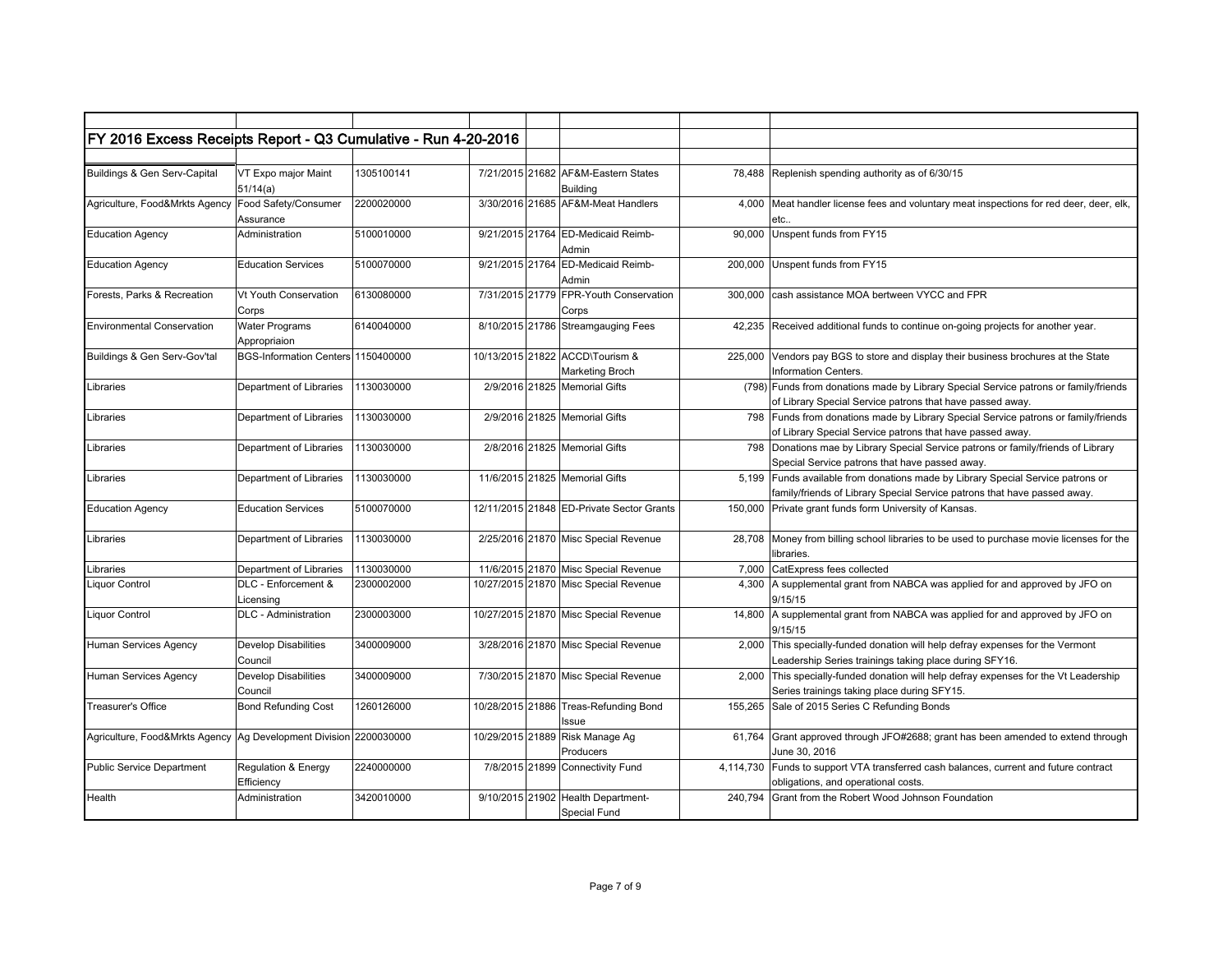## FY 2016 Excess Receipts Report - Q3 Cumulative - Run 4-20-2016

| | | | | | | | |
|---|---|---|---|---|---|---|---|
| Buildings & Gen Serv-Capital | VT Expo major Maint 51/14(a) | 1305100141 | 7/21/2015 | 21682 | AF&M-Eastern States Building | 78,488 | Replenish spending authority as of 6/30/15 |
| Agriculture, Food&Mrkts Agency | Food Safety/Consumer Assurance | 2200020000 | 3/30/2016 | 21685 | AF&M-Meat Handlers | 4,000 | Meat handler license fees and voluntary meat inspections for red deer, deer, elk, etc.. |
| Education Agency | Administration | 5100010000 | 9/21/2015 | 21764 | ED-Medicaid Reimb-Admin | 90,000 | Unspent funds from FY15 |
| Education Agency | Education Services | 5100070000 | 9/21/2015 | 21764 | ED-Medicaid Reimb-Admin | 200,000 | Unspent funds from FY15 |
| Forests, Parks & Recreation | Vt Youth Conservation Corps | 6130080000 | 7/31/2015 | 21779 | FPR-Youth Conservation Corps | 300,000 | cash assistance MOA bertween VYCC and FPR |
| Environmental Conservation | Water Programs Appropriaion | 6140040000 | 8/10/2015 | 21786 | Streamgauging Fees | 42,235 | Received additional funds to continue on-going projects for another year. |
| Buildings & Gen Serv-Gov'tal | BGS-Information Centers | 1150400000 | 10/13/2015 | 21822 | ACCD\Tourism & Marketing Broch | 225,000 | Vendors pay BGS to store and display their business brochures at the State Information Centers. |
| Libraries | Department of Libraries | 1130030000 | 2/9/2016 | 21825 | Memorial Gifts | (798) | Funds from donations made by Library Special Service patrons or family/friends of Library Special Service patrons that have passed away. |
| Libraries | Department of Libraries | 1130030000 | 2/9/2016 | 21825 | Memorial Gifts | 798 | Funds from donations made by Library Special Service patrons or family/friends of Library Special Service patrons that have passed away. |
| Libraries | Department of Libraries | 1130030000 | 2/8/2016 | 21825 | Memorial Gifts | 798 | Donations mae by Library Special Service patrons or family/friends of Library Special Service patrons that have passed away. |
| Libraries | Department of Libraries | 1130030000 | 11/6/2015 | 21825 | Memorial Gifts | 5,199 | Funds available from donations made by Library Special Service patrons or family/friends of Library Special Service patrons that have passed away. |
| Education Agency | Education Services | 5100070000 | 12/11/2015 | 21848 | ED-Private Sector Grants | 150,000 | Private grant funds form University of Kansas. |
| Libraries | Department of Libraries | 1130030000 | 2/25/2016 | 21870 | Misc Special Revenue | 28,708 | Money from billing school libraries to be used to purchase movie licenses for the libraries. |
| Libraries | Department of Libraries | 1130030000 | 11/6/2015 | 21870 | Misc Special Revenue | 7,000 | CatExpress fees collected |
| Liquor Control | DLC - Enforcement & Licensing | 2300002000 | 10/27/2015 | 21870 | Misc Special Revenue | 4,300 | A supplemental grant from NABCA was applied for and approved by JFO on 9/15/15 |
| Liquor Control | DLC - Administration | 2300003000 | 10/27/2015 | 21870 | Misc Special Revenue | 14,800 | A supplemental grant from NABCA was applied for and approved by JFO on 9/15/15 |
| Human Services Agency | Develop Disabilities Council | 3400009000 | 3/28/2016 | 21870 | Misc Special Revenue | 2,000 | This specially-funded donation will help defray expenses for the Vermont Leadership Series trainings taking place during SFY16. |
| Human Services Agency | Develop Disabilities Council | 3400009000 | 7/30/2015 | 21870 | Misc Special Revenue | 2,000 | This specially-funded donation will help defray expenses for the Vt Leadership Series trainings taking place during SFY15. |
| Treasurer's Office | Bond Refunding Cost | 1260126000 | 10/28/2015 | 21886 | Treas-Refunding Bond Issue | 155,265 | Sale of 2015 Series C Refunding Bonds |
| Agriculture, Food&Mrkts Agency | Ag Development Division | 2200030000 | 10/29/2015 | 21889 | Risk Manage Ag Producers | 61,764 | Grant approved through JFO#2688; grant has been amended to extend through June 30, 2016 |
| Public Service Department | Regulation & Energy Efficiency | 2240000000 | 7/8/2015 | 21899 | Connectivity Fund | 4,114,730 | Funds to support VTA transferred cash balances, current and future contract obligations, and operational costs. |
| Health | Administration | 3420010000 | 9/10/2015 | 21902 | Health Department-Special Fund | 240,794 | Grant from the Robert Wood Johnson Foundation |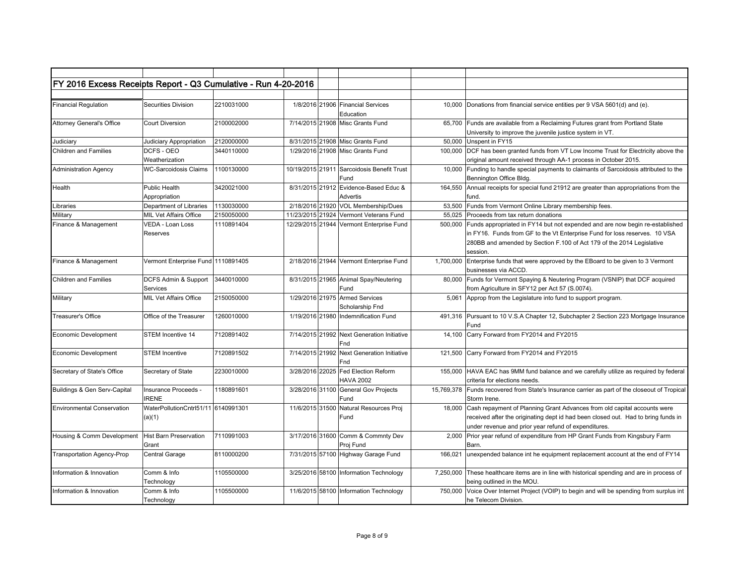## FY 2016 Excess Receipts Report - Q3 Cumulative - Run 4-20-2016

| | | | | | | | |
|---|---|---|---|---|---|---|---|
| Financial Regulation | Securities Division | 2210031000 | 1/8/2016 | 21906 | Financial Services Education | 10,000 | Donations from financial service entities per 9 VSA 5601(d) and (e). |
| Attorney General's Office | Court Diversion | 2100002000 | 7/14/2015 | 21908 | Misc Grants Fund | 65,700 | Funds are available from a Reclaiming Futures grant from Portland State University to improve the juvenile justice system in VT. |
| Judiciary | Judiciary Appropriation | 2120000000 | 8/31/2015 | 21908 | Misc Grants Fund | 50,000 | Unspent in FY15 |
| Children and Families | DCFS - OEO Weatherization | 3440110000 | 1/29/2016 | 21908 | Misc Grants Fund | 100,000 | DCF has been granted funds from VT Low Income Trust for Electricity above the original amount received through AA-1 process in October 2015. |
| Administration Agency | WC-Sarcoidosis Claims | 1100130000 | 10/19/2015 | 21911 | Sarcoidosis Benefit Trust Fund | 10,000 | Funding to handle special payments to claimants of Sarcoidosis attributed to the Bennington Office Bldg. |
| Health | Public Health Appropriation | 3420021000 | 8/31/2015 | 21912 | Evidence-Based Educ & Advertis | 164,550 | Annual receipts for special fund 21912 are greater than appropriations from the fund. |
| Libraries | Department of Libraries | 1130030000 | 2/18/2016 | 21920 | VOL Membership/Dues | 53,500 | Funds from Vermont Online Library membership fees. |
| Military | MIL Vet Affairs Office | 2150050000 | 11/23/2015 | 21924 | Vermont Veterans Fund | 55,025 | Proceeds from tax return donations |
| Finance & Management | VEDA - Loan Loss Reserves | 1110891404 | 12/29/2015 | 21944 | Vermont Enterprise Fund | 500,000 | Funds appropriated in FY14 but not expended and are now begin re-established in FY16. Funds from GF to the Vt Enterprise Fund for loss reserves. 10 VSA 280BB and amended by Section F.100 of Act 179 of the 2014 Legislative session. |
| Finance & Management | Vermont Enterprise Fund | 1110891405 | 2/18/2016 | 21944 | Vermont Enterprise Fund | 1,700,000 | Enterprise funds that were approved by the EBoard to be given to 3 Vermont businesses via ACCD. |
| Children and Families | DCFS Admin & Support Services | 3440010000 | 8/31/2015 | 21965 | Animal Spay/Neutering Fund | 80,000 | Funds for Vermont Spaying & Neutering Program (VSNIP) that DCF acquired from Agriculture in SFY12 per Act 57 (S.0074). |
| Military | MIL Vet Affairs Office | 2150050000 | 1/29/2016 | 21975 | Armed Services Scholarship Fnd | 5,061 | Approp from the Legislature into fund to support program. |
| Treasurer's Office | Office of the Treasurer | 1260010000 | 1/19/2016 | 21980 | Indemnification Fund | 491,316 | Pursuant to 10 V.S.A Chapter 12, Subchapter 2 Section 223 Mortgage Insurance Fund |
| Economic Development | STEM Incentive 14 | 7120891402 | 7/14/2015 | 21992 | Next Generation Initiative Fnd | 14,100 | Carry Forward from FY2014 and FY2015 |
| Economic Development | STEM Incentive | 7120891502 | 7/14/2015 | 21992 | Next Generation Initiative Fnd | 121,500 | Carry Forward from FY2014 and FY2015 |
| Secretary of State's Office | Secretary of State | 2230010000 | 3/28/2016 | 22025 | Fed Election Reform HAVA 2002 | 155,000 | HAVA EAC has 9MM fund balance and we carefully utilize as required by federal criteria for elections needs. |
| Buildings & Gen Serv-Capital | Insurance Proceeds - IRENE | 1180891601 | 3/28/2016 | 31100 | General Gov Projects Fund | 15,769,378 | Funds recovered from State's Insurance carrier as part of the closeout of Tropical Storm Irene. |
| Environmental Conservation | WaterPollutionCntrl51/11 (a)(1) | 6140991301 | 11/6/2015 | 31500 | Natural Resources Proj Fund | 18,000 | Cash repayment of Planning Grant Advances from old capital accounts were received after the originating dept id had been closed out. Had to bring funds in under revenue and prior year refund of expenditures. |
| Housing & Comm Development | Hist Barn Preservation Grant | 7110991003 | 3/17/2016 | 31600 | Comm & Commnty Dev Proj Fund | 2,000 | Prior year refund of expenditure from HP Grant Funds from Kingsbury Farm Barn. |
| Transportation Agency-Prop | Central Garage | 8110000200 | 7/31/2015 | 57100 | Highway Garage Fund | 166,021 | unexpended balance int he equipment replacement account at the end of FY14 |
| Information & Innovation | Comm & Info Technology | 1105500000 | 3/25/2016 | 58100 | Information Technology | 7,250,000 | These healthcare items are in line with historical spending and are in process of being outlined in the MOU. |
| Information & Innovation | Comm & Info Technology | 1105500000 | 11/6/2015 | 58100 | Information Technology | 750,000 | Voice Over Internet Project (VOIP) to begin and will be spending from surplus int he Telecom Division. |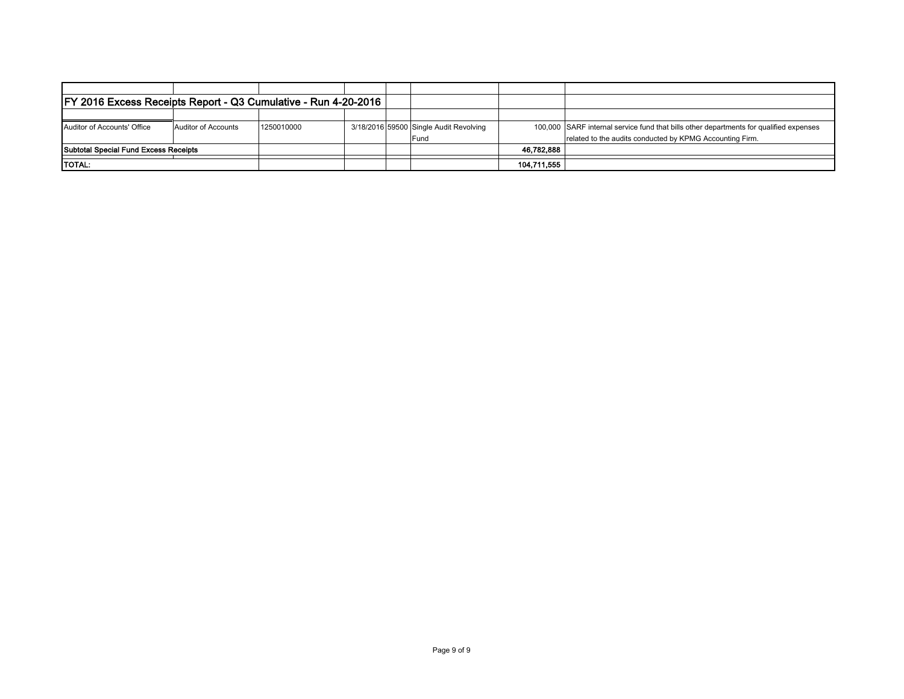| | | | | | | | |
|---|---|---|---|---|---|---|---|
| **FY 2016 Excess Receipts Report - Q3 Cumulative - Run 4-20-2016** | | | | | | | |
| | | | | | | | |
| Auditor of Accounts' Office | Auditor of Accounts | 1250010000 | 3/18/2016 | 59500 | Single Audit Revolving Fund | 100,000 | SARF internal service fund that bills other departments for qualified expenses related to the audits conducted by KPMG Accounting Firm. |
| **Subtotal Special Fund Excess Receipts** | | | | | | **46,782,888** | |
| **TOTAL:** | | | | | | **104,711,555** | |